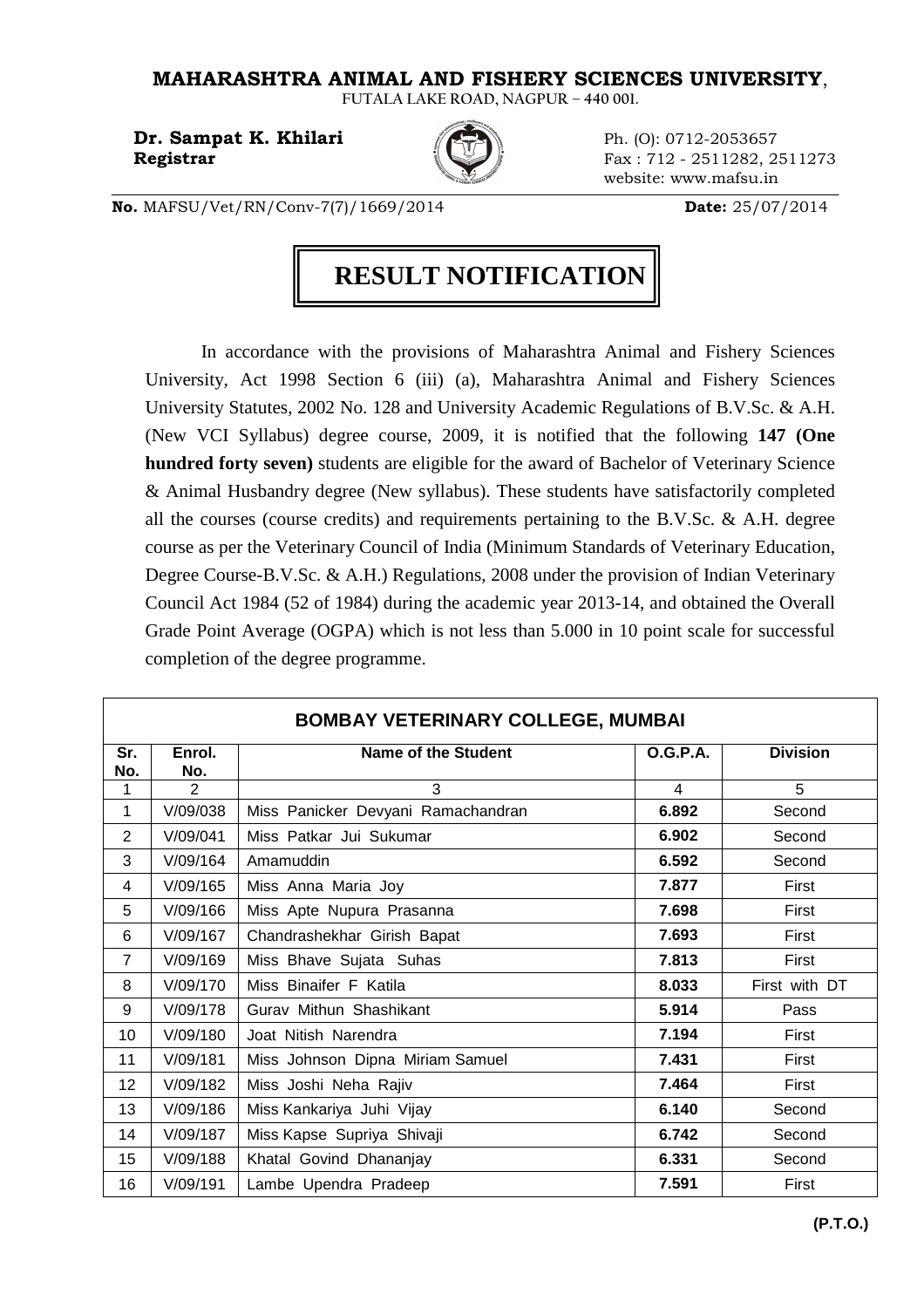# MAHARASHTRA ANIMAL AND FISHERY SCIENCES UNIVERSITY,

FUTALA LAKE ROAD, NAGPUR – 440 001.

**Dr. Sampat K. Khilari**
**Registrar**

Ph. (O): 0712-2053657
Fax : 712 - 2511282, 2511273
website: www.mafsu.in

**No.** MAFSU/Vet/RN/Conv-7(7)/1669/2014 **Date:** 25/07/2014

## RESULT NOTIFICATION

In accordance with the provisions of Maharashtra Animal and Fishery Sciences University, Act 1998 Section 6 (iii) (a), Maharashtra Animal and Fishery Sciences University Statutes, 2002 No. 128 and University Academic Regulations of B.V.Sc. & A.H. (New VCI Syllabus) degree course, 2009, it is notified that the following **147 (One hundred forty seven)** students are eligible for the award of Bachelor of Veterinary Science & Animal Husbandry degree (New syllabus). These students have satisfactorily completed all the courses (course credits) and requirements pertaining to the B.V.Sc. & A.H. degree course as per the Veterinary Council of India (Minimum Standards of Veterinary Education, Degree Course-B.V.Sc. & A.H.) Regulations, 2008 under the provision of Indian Veterinary Council Act 1984 (52 of 1984) during the academic year 2013-14, and obtained the Overall Grade Point Average (OGPA) which is not less than 5.000 in 10 point scale for successful completion of the degree programme.

**BOMBAY VETERINARY COLLEGE, MUMBAI**

| Sr. No. | Enrol. No. | Name of the Student | O.G.P.A. | Division |
|---|---|---|---|---|
| 1 | 2 | 3 | 4 | 5 |
| 1 | V/09/038 | Miss Panicker Devyani Ramachandran | **6.892** | Second |
| 2 | V/09/041 | Miss Patkar Jui Sukumar | **6.902** | Second |
| 3 | V/09/164 | Amamuddin | **6.592** | Second |
| 4 | V/09/165 | Miss Anna Maria Joy | **7.877** | First |
| 5 | V/09/166 | Miss Apte Nupura Prasanna | **7.698** | First |
| 6 | V/09/167 | Chandrashekhar Girish Bapat | **7.693** | First |
| 7 | V/09/169 | Miss Bhave Sujata Suhas | **7.813** | First |
| 8 | V/09/170 | Miss Binaifer F Katila | **8.033** | First with DT |
| 9 | V/09/178 | Gurav Mithun Shashikant | **5.914** | Pass |
| 10 | V/09/180 | Joat Nitish Narendra | **7.194** | First |
| 11 | V/09/181 | Miss Johnson Dipna Miriam Samuel | **7.431** | First |
| 12 | V/09/182 | Miss Joshi Neha Rajiv | **7.464** | First |
| 13 | V/09/186 | Miss Kankariya Juhi Vijay | **6.140** | Second |
| 14 | V/09/187 | Miss Kapse Supriya Shivaji | **6.742** | Second |
| 15 | V/09/188 | Khatal Govind Dhananjay | **6.331** | Second |
| 16 | V/09/191 | Lambe Upendra Pradeep | **7.591** | First |

**(P.T.O.)**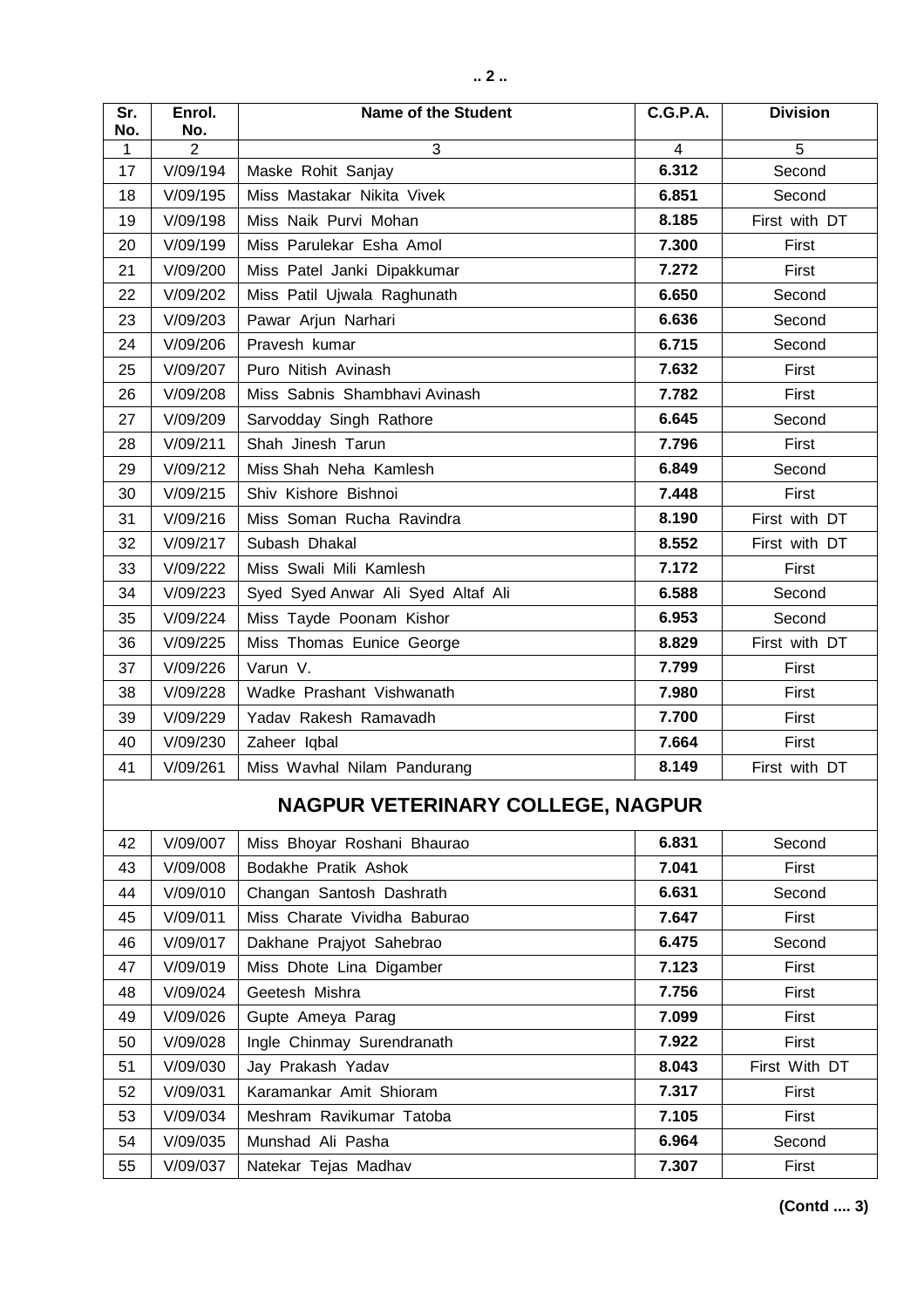| Sr. No. | Enrol. No. | Name of the Student | C.G.P.A. | Division |
|---|---|---|---|---|
| 1 | 2 | 3 | 4 | 5 |
| 17 | V/09/194 | Maske Rohit Sanjay | **6.312** | Second |
| 18 | V/09/195 | Miss Mastakar Nikita Vivek | **6.851** | Second |
| 19 | V/09/198 | Miss Naik Purvi Mohan | **8.185** | First with DT |
| 20 | V/09/199 | Miss Parulekar Esha Amol | **7.300** | First |
| 21 | V/09/200 | Miss Patel Janki Dipakkumar | **7.272** | First |
| 22 | V/09/202 | Miss Patil Ujwala Raghunath | **6.650** | Second |
| 23 | V/09/203 | Pawar Arjun Narhari | **6.636** | Second |
| 24 | V/09/206 | Pravesh kumar | **6.715** | Second |
| 25 | V/09/207 | Puro Nitish Avinash | **7.632** | First |
| 26 | V/09/208 | Miss Sabnis Shambhavi Avinash | **7.782** | First |
| 27 | V/09/209 | Sarvodday Singh Rathore | **6.645** | Second |
| 28 | V/09/211 | Shah Jinesh Tarun | **7.796** | First |
| 29 | V/09/212 | Miss Shah Neha Kamlesh | **6.849** | Second |
| 30 | V/09/215 | Shiv Kishore Bishnoi | **7.448** | First |
| 31 | V/09/216 | Miss Soman Rucha Ravindra | **8.190** | First with DT |
| 32 | V/09/217 | Subash Dhakal | **8.552** | First with DT |
| 33 | V/09/222 | Miss Swali Mili Kamlesh | **7.172** | First |
| 34 | V/09/223 | Syed Syed Anwar Ali Syed Altaf Ali | **6.588** | Second |
| 35 | V/09/224 | Miss Tayde Poonam Kishor | **6.953** | Second |
| 36 | V/09/225 | Miss Thomas Eunice George | **8.829** | First with DT |
| 37 | V/09/226 | Varun V. | **7.799** | First |
| 38 | V/09/228 | Wadke Prashant Vishwanath | **7.980** | First |
| 39 | V/09/229 | Yadav Rakesh Ramavadh | **7.700** | First |
| 40 | V/09/230 | Zaheer Iqbal | **7.664** | First |
| 41 | V/09/261 | Miss Wavhal Nilam Pandurang | **8.149** | First with DT |
| | | **NAGPUR VETERINARY COLLEGE, NAGPUR** | | |
| 42 | V/09/007 | Miss Bhoyar Roshani Bhaurao | **6.831** | Second |
| 43 | V/09/008 | Bodakhe Pratik Ashok | **7.041** | First |
| 44 | V/09/010 | Changan Santosh Dashrath | **6.631** | Second |
| 45 | V/09/011 | Miss Charate Vividha Baburao | **7.647** | First |
| 46 | V/09/017 | Dakhane Prajyot Sahebrao | **6.475** | Second |
| 47 | V/09/019 | Miss Dhote Lina Digamber | **7.123** | First |
| 48 | V/09/024 | Geetesh Mishra | **7.756** | First |
| 49 | V/09/026 | Gupte Ameya Parag | **7.099** | First |
| 50 | V/09/028 | Ingle Chinmay Surendranath | **7.922** | First |
| 51 | V/09/030 | Jay Prakash Yadav | **8.043** | First With DT |
| 52 | V/09/031 | Karamankar Amit Shioram | **7.317** | First |
| 53 | V/09/034 | Meshram Ravikumar Tatoba | **7.105** | First |
| 54 | V/09/035 | Munshad Ali Pasha | **6.964** | Second |
| 55 | V/09/037 | Natekar Tejas Madhav | **7.307** | First |

**(Contd .... 3)**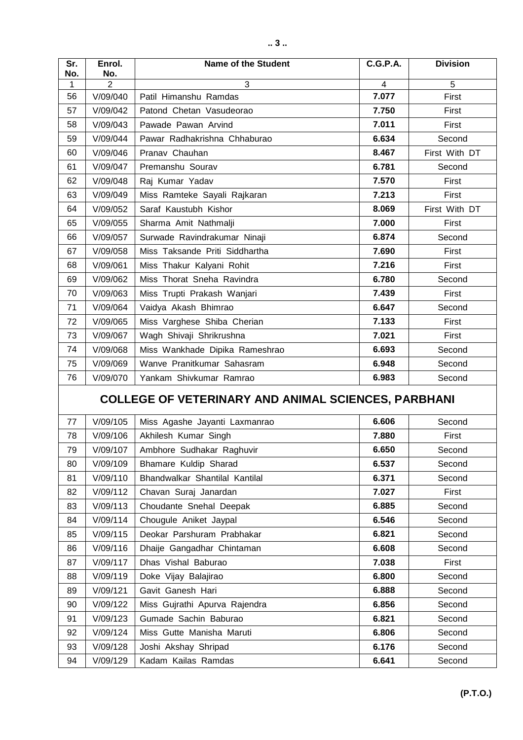| Sr. No. | Enrol. No. | Name of the Student | C.G.P.A. | Division |
|---|---|---|---|---|
| 1 | 2 | 3 | 4 | 5 |
| 56 | V/09/040 | Patil Himanshu Ramdas | **7.077** | First |
| 57 | V/09/042 | Patond Chetan Vasudeorao | **7.750** | First |
| 58 | V/09/043 | Pawade Pawan Arvind | **7.011** | First |
| 59 | V/09/044 | Pawar Radhakrishna Chhaburao | **6.634** | Second |
| 60 | V/09/046 | Pranav Chauhan | **8.467** | First With DT |
| 61 | V/09/047 | Premanshu Sourav | **6.781** | Second |
| 62 | V/09/048 | Raj Kumar Yadav | **7.570** | First |
| 63 | V/09/049 | Miss Ramteke Sayali Rajkaran | **7.213** | First |
| 64 | V/09/052 | Saraf Kaustubh Kishor | **8.069** | First With DT |
| 65 | V/09/055 | Sharma Amit Nathmalji | **7.000** | First |
| 66 | V/09/057 | Surwade Ravindrakumar Ninaji | **6.874** | Second |
| 67 | V/09/058 | Miss Taksande Priti Siddhartha | **7.690** | First |
| 68 | V/09/061 | Miss Thakur Kalyani Rohit | **7.216** | First |
| 69 | V/09/062 | Miss Thorat Sneha Ravindra | **6.780** | Second |
| 70 | V/09/063 | Miss Trupti Prakash Wanjari | **7.439** | First |
| 71 | V/09/064 | Vaidya Akash Bhimrao | **6.647** | Second |
| 72 | V/09/065 | Miss Varghese Shiba Cherian | **7.133** | First |
| 73 | V/09/067 | Wagh Shivaji Shrikrushna | **7.021** | First |
| 74 | V/09/068 | Miss Wankhade Dipika Rameshrao | **6.693** | Second |
| 75 | V/09/069 | Wanve Pranitkumar Sahasram | **6.948** | Second |
| 76 | V/09/070 | Yankam Shivkumar Ramrao | **6.983** | Second |
| | | **COLLEGE OF VETERINARY AND ANIMAL SCIENCES, PARBHANI** | | |
| 77 | V/09/105 | Miss Agashe Jayanti Laxmanrao | **6.606** | Second |
| 78 | V/09/106 | Akhilesh Kumar Singh | **7.880** | First |
| 79 | V/09/107 | Ambhore Sudhakar Raghuvir | **6.650** | Second |
| 80 | V/09/109 | Bhamare Kuldip Sharad | **6.537** | Second |
| 81 | V/09/110 | Bhandwalkar Shantilal Kantilal | **6.371** | Second |
| 82 | V/09/112 | Chavan Suraj Janardan | **7.027** | First |
| 83 | V/09/113 | Choudante Snehal Deepak | **6.885** | Second |
| 84 | V/09/114 | Chougule Aniket Jaypal | **6.546** | Second |
| 85 | V/09/115 | Deokar Parshuram Prabhakar | **6.821** | Second |
| 86 | V/09/116 | Dhaije Gangadhar Chintaman | **6.608** | Second |
| 87 | V/09/117 | Dhas Vishal Baburao | **7.038** | First |
| 88 | V/09/119 | Doke Vijay Balajirao | **6.800** | Second |
| 89 | V/09/121 | Gavit Ganesh Hari | **6.888** | Second |
| 90 | V/09/122 | Miss Gujrathi Apurva Rajendra | **6.856** | Second |
| 91 | V/09/123 | Gumade Sachin Baburao | **6.821** | Second |
| 92 | V/09/124 | Miss Gutte Manisha Maruti | **6.806** | Second |
| 93 | V/09/128 | Joshi Akshay Shripad | **6.176** | Second |
| 94 | V/09/129 | Kadam Kailas Ramdas | **6.641** | Second |

**(P.T.O.)**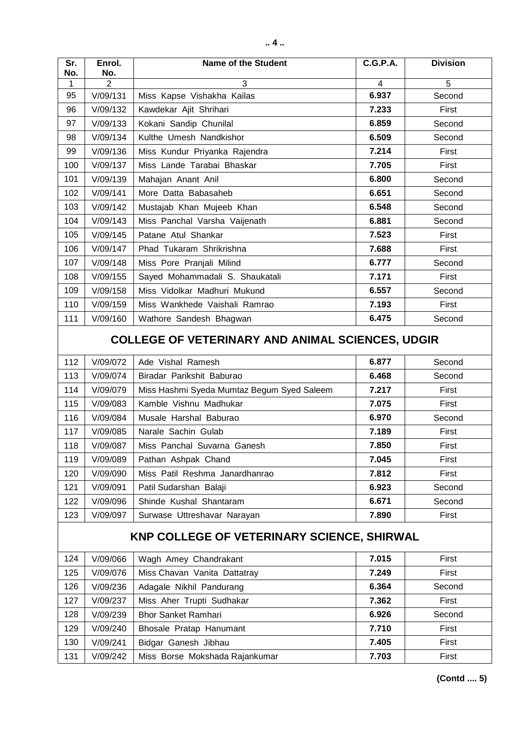| Sr. No. | Enrol. No. | Name of the Student | C.G.P.A. | Division |
|---|---|---|---|---|
| 1 | 2 | 3 | 4 | 5 |
| 95 | V/09/131 | Miss Kapse Vishakha Kailas | **6.937** | Second |
| 96 | V/09/132 | Kawdekar Ajit Shrihari | **7.233** | First |
| 97 | V/09/133 | Kokani Sandip Chunilal | **6.859** | Second |
| 98 | V/09/134 | Kulthe Umesh Nandkishor | **6.509** | Second |
| 99 | V/09/136 | Miss Kundur Priyanka Rajendra | **7.214** | First |
| 100 | V/09/137 | Miss Lande Tarabai Bhaskar | **7.705** | First |
| 101 | V/09/139 | Mahajan Anant Anil | **6.800** | Second |
| 102 | V/09/141 | More Datta Babasaheb | **6.651** | Second |
| 103 | V/09/142 | Mustajab Khan Mujeeb Khan | **6.548** | Second |
| 104 | V/09/143 | Miss Panchal Varsha Vaijenath | **6.881** | Second |
| 105 | V/09/145 | Patane Atul Shankar | **7.523** | First |
| 106 | V/09/147 | Phad Tukaram Shrikrishna | **7.688** | First |
| 107 | V/09/148 | Miss Pore Pranjali Milind | **6.777** | Second |
| 108 | V/09/155 | Sayed Mohammadali S. Shaukatali | **7.171** | First |
| 109 | V/09/158 | Miss Vidolkar Madhuri Mukund | **6.557** | Second |
| 110 | V/09/159 | Miss Wankhede Vaishali Ramrao | **7.193** | First |
| 111 | V/09/160 | Wathore Sandesh Bhagwan | **6.475** | Second |

## COLLEGE OF VETERINARY AND ANIMAL SCIENCES, UDGIR

| Sr. No. | Enrol. No. | Name of the Student | C.G.P.A. | Division |
|---|---|---|---|---|
| 112 | V/09/072 | Ade Vishal Ramesh | **6.877** | Second |
| 113 | V/09/074 | Biradar Parikshit Baburao | **6.468** | Second |
| 114 | V/09/079 | Miss Hashmi Syeda Mumtaz Begum Syed Saleem | **7.217** | First |
| 115 | V/09/083 | Kamble Vishnu Madhukar | **7.075** | First |
| 116 | V/09/084 | Musale Harshal Baburao | **6.970** | Second |
| 117 | V/09/085 | Narale Sachin Gulab | **7.189** | First |
| 118 | V/09/087 | Miss Panchal Suvarna Ganesh | **7.850** | First |
| 119 | V/09/089 | Pathan Ashpak Chand | **7.045** | First |
| 120 | V/09/090 | Miss Patil Reshma Janardhanrao | **7.812** | First |
| 121 | V/09/091 | Patil Sudarshan Balaji | **6.923** | Second |
| 122 | V/09/096 | Shinde Kushal Shantaram | **6.671** | Second |
| 123 | V/09/097 | Surwase Uttreshavar Narayan | **7.890** | First |

## KNP COLLEGE OF VETERINARY SCIENCE, SHIRWAL

| Sr. No. | Enrol. No. | Name of the Student | C.G.P.A. | Division |
|---|---|---|---|---|
| 124 | V/09/066 | Wagh Amey Chandrakant | **7.015** | First |
| 125 | V/09/076 | Miss Chavan Vanita Dattatray | **7.249** | First |
| 126 | V/09/236 | Adagale Nikhil Pandurang | **6.364** | Second |
| 127 | V/09/237 | Miss Aher Trupti Sudhakar | **7.362** | First |
| 128 | V/09/239 | Bhor Sanket Ramhari | **6.926** | Second |
| 129 | V/09/240 | Bhosale Pratap Hanumant | **7.710** | First |
| 130 | V/09/241 | Bidgar Ganesh Jibhau | **7.405** | First |
| 131 | V/09/242 | Miss Borse Mokshada Rajankumar | **7.703** | First |

**(Contd .... 5)**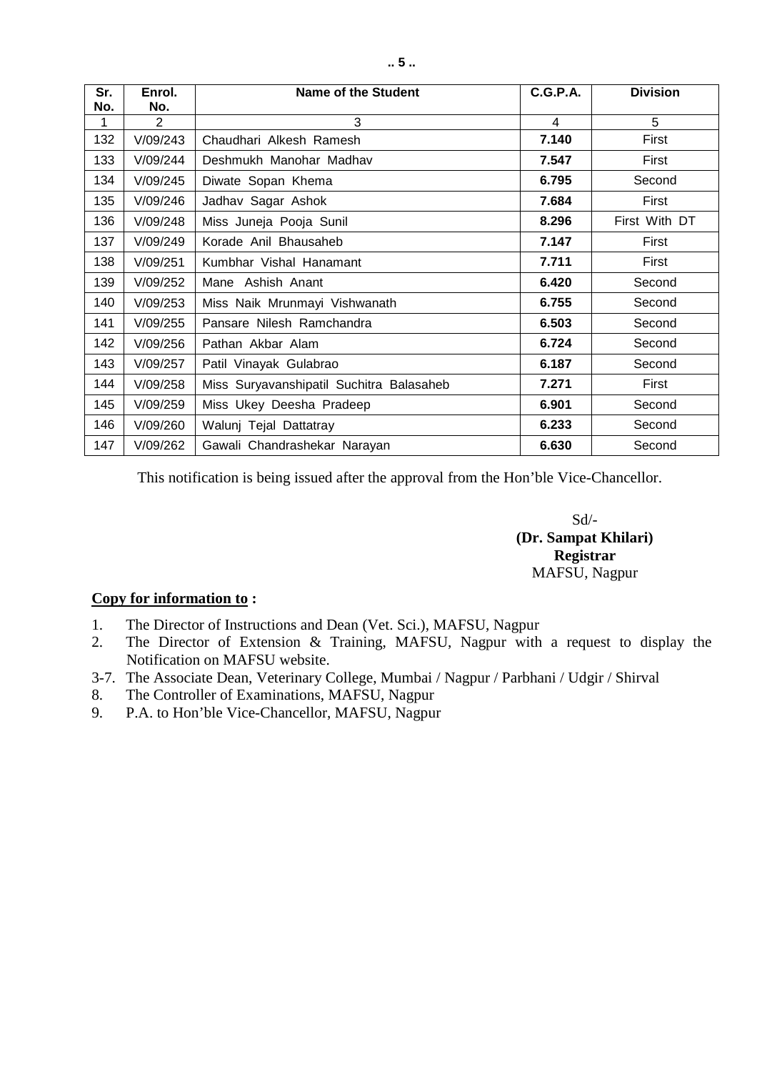| Sr. No. | Enrol. No. | Name of the Student | C.G.P.A. | Division |
|---|---|---|---|---|
| 1 | 2 | 3 | 4 | 5 |
| 132 | V/09/243 | Chaudhari Alkesh Ramesh | **7.140** | First |
| 133 | V/09/244 | Deshmukh Manohar Madhav | **7.547** | First |
| 134 | V/09/245 | Diwate Sopan Khema | **6.795** | Second |
| 135 | V/09/246 | Jadhav Sagar Ashok | **7.684** | First |
| 136 | V/09/248 | Miss Juneja Pooja Sunil | **8.296** | First With DT |
| 137 | V/09/249 | Korade Anil Bhausaheb | **7.147** | First |
| 138 | V/09/251 | Kumbhar Vishal Hanamant | **7.711** | First |
| 139 | V/09/252 | Mane Ashish Anant | **6.420** | Second |
| 140 | V/09/253 | Miss Naik Mrunmayi Vishwanath | **6.755** | Second |
| 141 | V/09/255 | Pansare Nilesh Ramchandra | **6.503** | Second |
| 142 | V/09/256 | Pathan Akbar Alam | **6.724** | Second |
| 143 | V/09/257 | Patil Vinayak Gulabrao | **6.187** | Second |
| 144 | V/09/258 | Miss Suryavanshipatil Suchitra Balasaheb | **7.271** | First |
| 145 | V/09/259 | Miss Ukey Deesha Pradeep | **6.901** | Second |
| 146 | V/09/260 | Walunj Tejal Dattatray | **6.233** | Second |
| 147 | V/09/262 | Gawali Chandrashekar Narayan | **6.630** | Second |

This notification is being issued after the approval from the Hon'ble Vice-Chancellor.

Sd/-
**(Dr. Sampat Khilari)**
**Registrar**
MAFSU, Nagpur

**Copy for information to :**

1. The Director of Instructions and Dean (Vet. Sci.), MAFSU, Nagpur
2. The Director of Extension & Training, MAFSU, Nagpur with a request to display the Notification on MAFSU website.
3-7. The Associate Dean, Veterinary College, Mumbai / Nagpur / Parbhani / Udgir / Shirval
8. The Controller of Examinations, MAFSU, Nagpur
9. P.A. to Hon'ble Vice-Chancellor, MAFSU, Nagpur